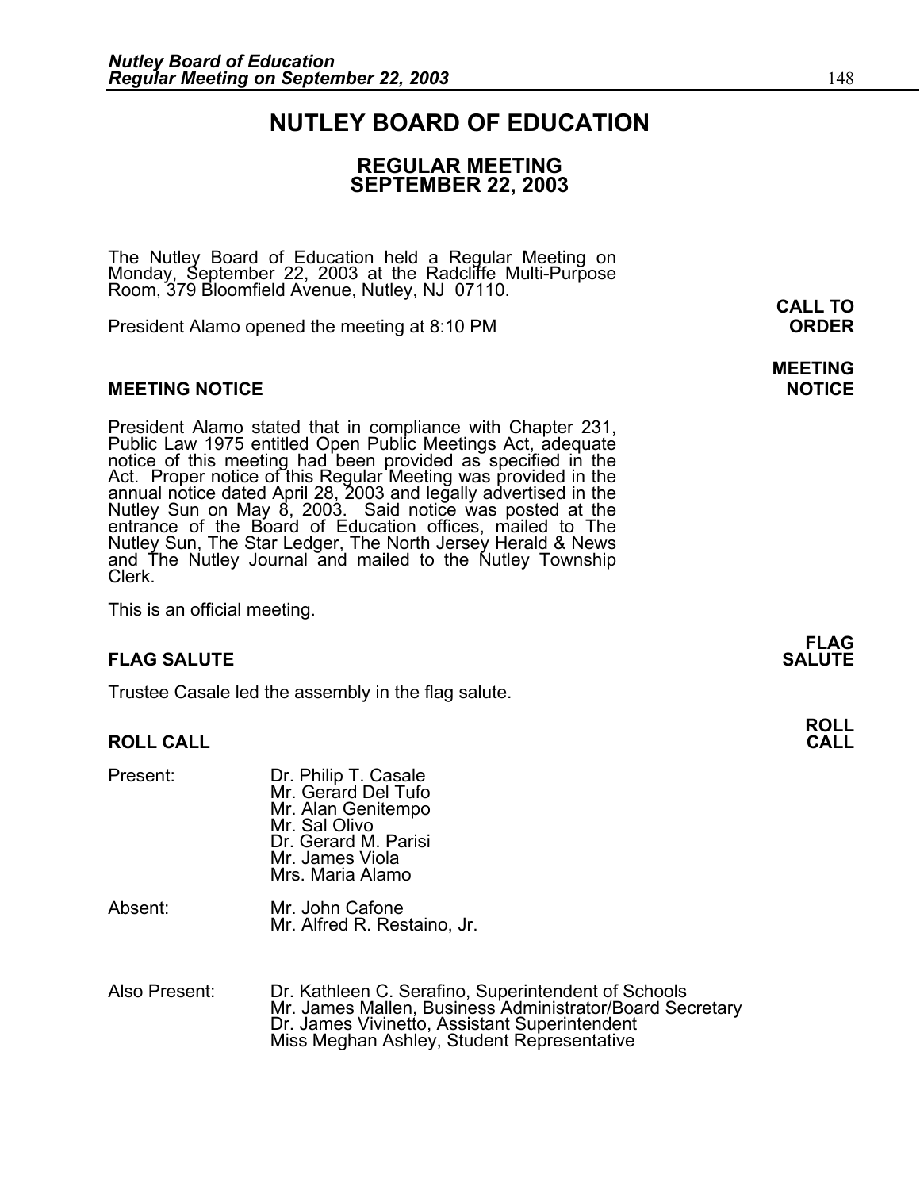# NUTLEY BOARD OF EDUCATION

## REGULAR MEETING
## SEPTEMBER 22, 2003

The Nutley Board of Education held a Regular Meeting on Monday, September 22, 2003 at the Radcliffe Multi-Purpose Room, 379 Bloomfield Avenue, Nutley, NJ 07110.

**CALL TO ORDER**

President Alamo opened the meeting at 8:10 PM

**MEETING NOTICE**

### MEETING NOTICE

President Alamo stated that in compliance with Chapter 231, Public Law 1975 entitled Open Public Meetings Act, adequate notice of this meeting had been provided as specified in the Act. Proper notice of this Regular Meeting was provided in the annual notice dated April 28, 2003 and legally advertised in the Nutley Sun on May 8, 2003. Said notice was posted at the entrance of the Board of Education offices, mailed to The Nutley Sun, The Star Ledger, The North Jersey Herald & News and The Nutley Journal and mailed to the Nutley Township Clerk.

This is an official meeting.

**FLAG SALUTE**

### FLAG SALUTE

Trustee Casale led the assembly in the flag salute.

**ROLL CALL**

### ROLL CALL

Present:
- Dr. Philip T. Casale
- Mr. Gerard Del Tufo
- Mr. Alan Genitempo
- Mr. Sal Olivo
- Dr. Gerard M. Parisi
- Mr. James Viola
- Mrs. Maria Alamo

Absent:
- Mr. John Cafone
- Mr. Alfred R. Restaino, Jr.

Also Present:
- Dr. Kathleen C. Serafino, Superintendent of Schools
- Mr. James Mallen, Business Administrator/Board Secretary
- Dr. James Vivinetto, Assistant Superintendent
- Miss Meghan Ashley, Student Representative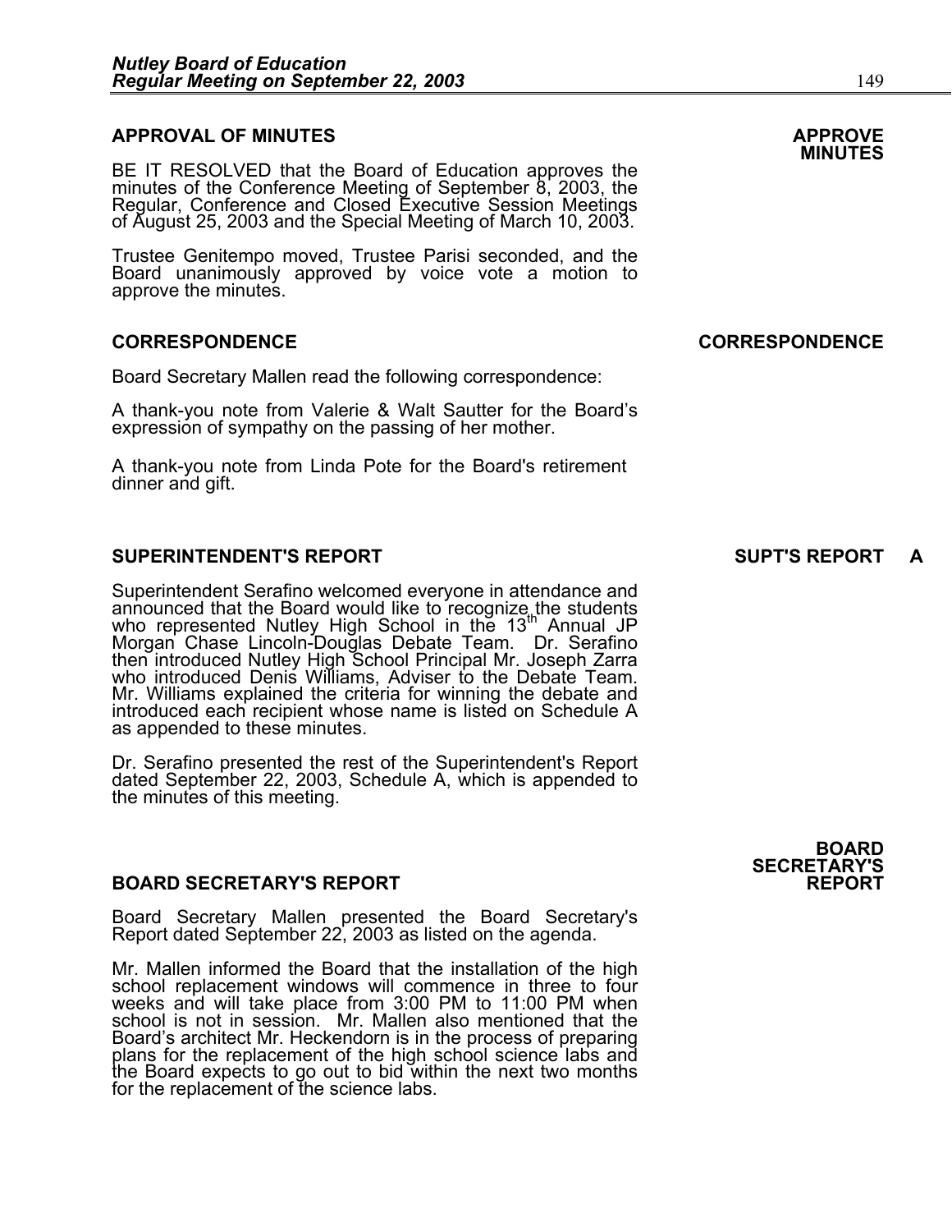## APPROVAL OF MINUTES

**APPROVE MINUTES**

BE IT RESOLVED that the Board of Education approves the minutes of the Conference Meeting of September 8, 2003, the Regular, Conference and Closed Executive Session Meetings of August 25, 2003 and the Special Meeting of March 10, 2003.

Trustee Genitempo moved, Trustee Parisi seconded, and the Board unanimously approved by voice vote a motion to approve the minutes.

## CORRESPONDENCE

**CORRESPONDENCE**

Board Secretary Mallen read the following correspondence:

A thank-you note from Valerie & Walt Sautter for the Board's expression of sympathy on the passing of her mother.

A thank-you note from Linda Pote for the Board's retirement dinner and gift.

## SUPERINTENDENT'S REPORT

**SUPT'S REPORT A**

Superintendent Serafino welcomed everyone in attendance and announced that the Board would like to recognize the students who represented Nutley High School in the 13th Annual JP Morgan Chase Lincoln-Douglas Debate Team. Dr. Serafino then introduced Nutley High School Principal Mr. Joseph Zarra who introduced Denis Williams, Adviser to the Debate Team. Mr. Williams explained the criteria for winning the debate and introduced each recipient whose name is listed on Schedule A as appended to these minutes.

Dr. Serafino presented the rest of the Superintendent's Report dated September 22, 2003, Schedule A, which is appended to the minutes of this meeting.

## BOARD SECRETARY'S REPORT

**BOARD SECRETARY'S REPORT**

Board Secretary Mallen presented the Board Secretary's Report dated September 22, 2003 as listed on the agenda.

Mr. Mallen informed the Board that the installation of the high school replacement windows will commence in three to four weeks and will take place from 3:00 PM to 11:00 PM when school is not in session. Mr. Mallen also mentioned that the Board's architect Mr. Heckendorn is in the process of preparing plans for the replacement of the high school science labs and the Board expects to go out to bid within the next two months for the replacement of the science labs.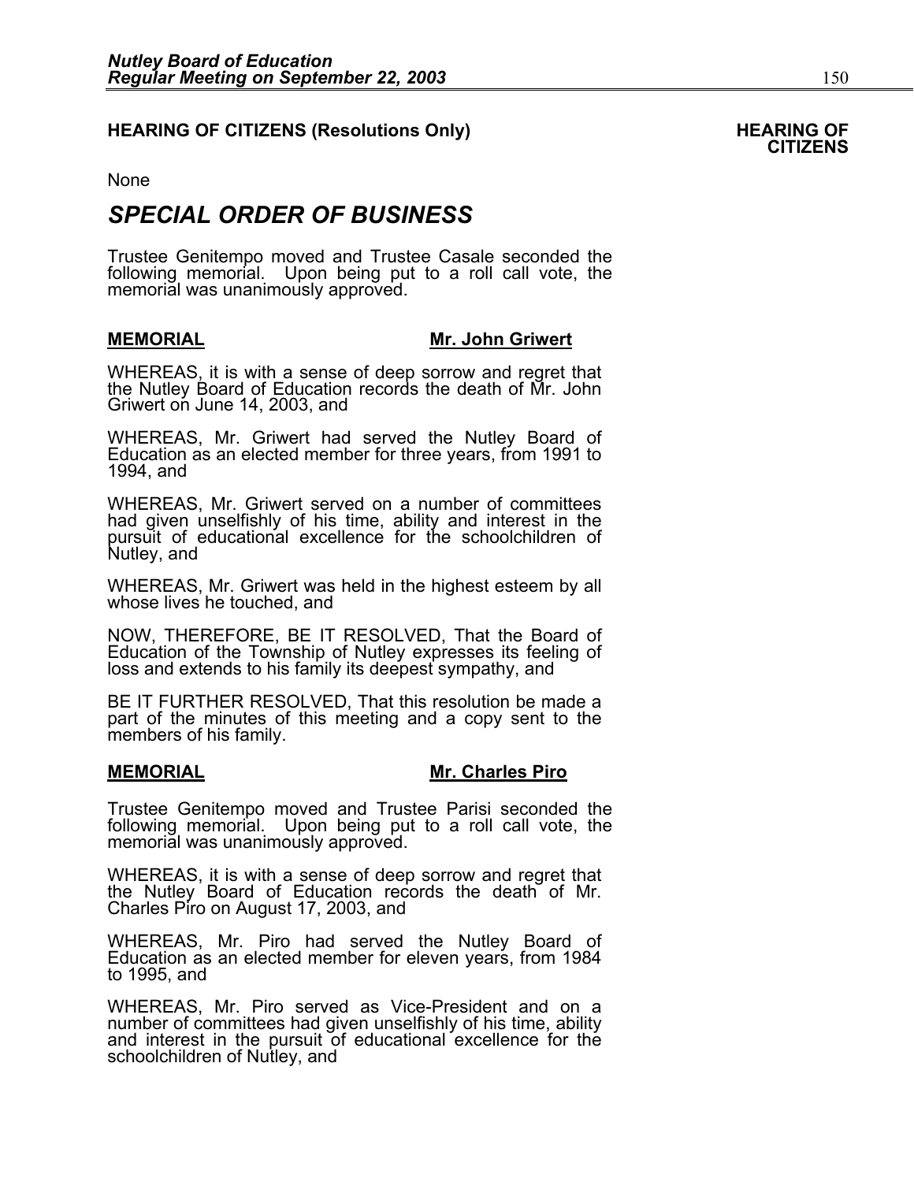**HEARING OF CITIZENS (Resolutions Only)** **HEARING OF CITIZENS**

None

## *SPECIAL ORDER OF BUSINESS*

Trustee Genitempo moved and Trustee Casale seconded the following memorial. Upon being put to a roll call vote, the memorial was unanimously approved.

**MEMORIAL** **Mr. John Griwert**

WHEREAS, it is with a sense of deep sorrow and regret that the Nutley Board of Education records the death of Mr. John Griwert on June 14, 2003, and

WHEREAS, Mr. Griwert had served the Nutley Board of Education as an elected member for three years, from 1991 to 1994, and

WHEREAS, Mr. Griwert served on a number of committees had given unselfishly of his time, ability and interest in the pursuit of educational excellence for the schoolchildren of Nutley, and

WHEREAS, Mr. Griwert was held in the highest esteem by all whose lives he touched, and

NOW, THEREFORE, BE IT RESOLVED, That the Board of Education of the Township of Nutley expresses its feeling of loss and extends to his family its deepest sympathy, and

BE IT FURTHER RESOLVED, That this resolution be made a part of the minutes of this meeting and a copy sent to the members of his family.

**MEMORIAL** **Mr. Charles Piro**

Trustee Genitempo moved and Trustee Parisi seconded the following memorial. Upon being put to a roll call vote, the memorial was unanimously approved.

WHEREAS, it is with a sense of deep sorrow and regret that the Nutley Board of Education records the death of Mr. Charles Piro on August 17, 2003, and

WHEREAS, Mr. Piro had served the Nutley Board of Education as an elected member for eleven years, from 1984 to 1995, and

WHEREAS, Mr. Piro served as Vice-President and on a number of committees had given unselfishly of his time, ability and interest in the pursuit of educational excellence for the schoolchildren of Nutley, and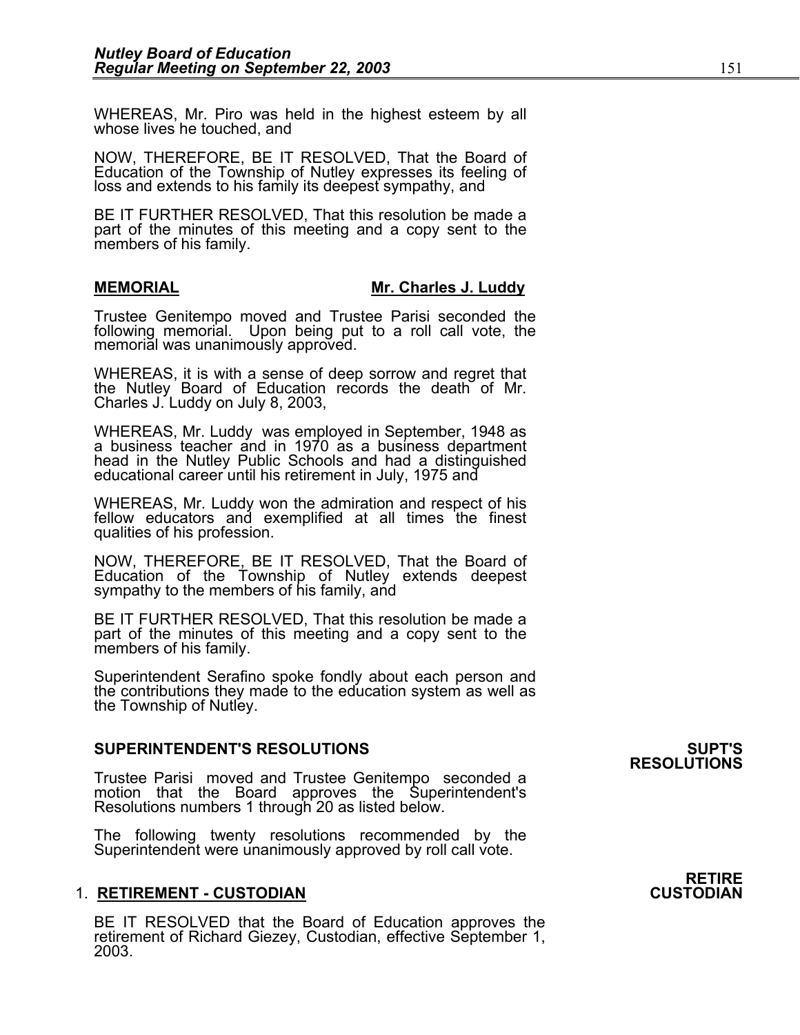WHEREAS, Mr. Piro was held in the highest esteem by all whose lives he touched, and

NOW, THEREFORE, BE IT RESOLVED, That the Board of Education of the Township of Nutley expresses its feeling of loss and extends to his family its deepest sympathy, and

BE IT FURTHER RESOLVED, That this resolution be made a part of the minutes of this meeting and a copy sent to the members of his family.

**MEMORIAL** **Mr. Charles J. Luddy**

Trustee Genitempo moved and Trustee Parisi seconded the following memorial. Upon being put to a roll call vote, the memorial was unanimously approved.

WHEREAS, it is with a sense of deep sorrow and regret that the Nutley Board of Education records the death of Mr. Charles J. Luddy on July 8, 2003,

WHEREAS, Mr. Luddy was employed in September, 1948 as a business teacher and in 1970 as a business department head in the Nutley Public Schools and had a distinguished educational career until his retirement in July, 1975 and

WHEREAS, Mr. Luddy won the admiration and respect of his fellow educators and exemplified at all times the finest qualities of his profession.

NOW, THEREFORE, BE IT RESOLVED, That the Board of Education of the Township of Nutley extends deepest sympathy to the members of his family, and

BE IT FURTHER RESOLVED, That this resolution be made a part of the minutes of this meeting and a copy sent to the members of his family.

Superintendent Serafino spoke fondly about each person and the contributions they made to the education system as well as the Township of Nutley.

**SUPERINTENDENT'S RESOLUTIONS** **SUPT'S RESOLUTIONS**

Trustee Parisi moved and Trustee Genitempo seconded a motion that the Board approves the Superintendent's Resolutions numbers 1 through 20 as listed below.

The following twenty resolutions recommended by the Superintendent were unanimously approved by roll call vote.

1. **RETIREMENT - CUSTODIAN** **RETIRE CUSTODIAN**

BE IT RESOLVED that the Board of Education approves the retirement of Richard Giezey, Custodian, effective September 1, 2003.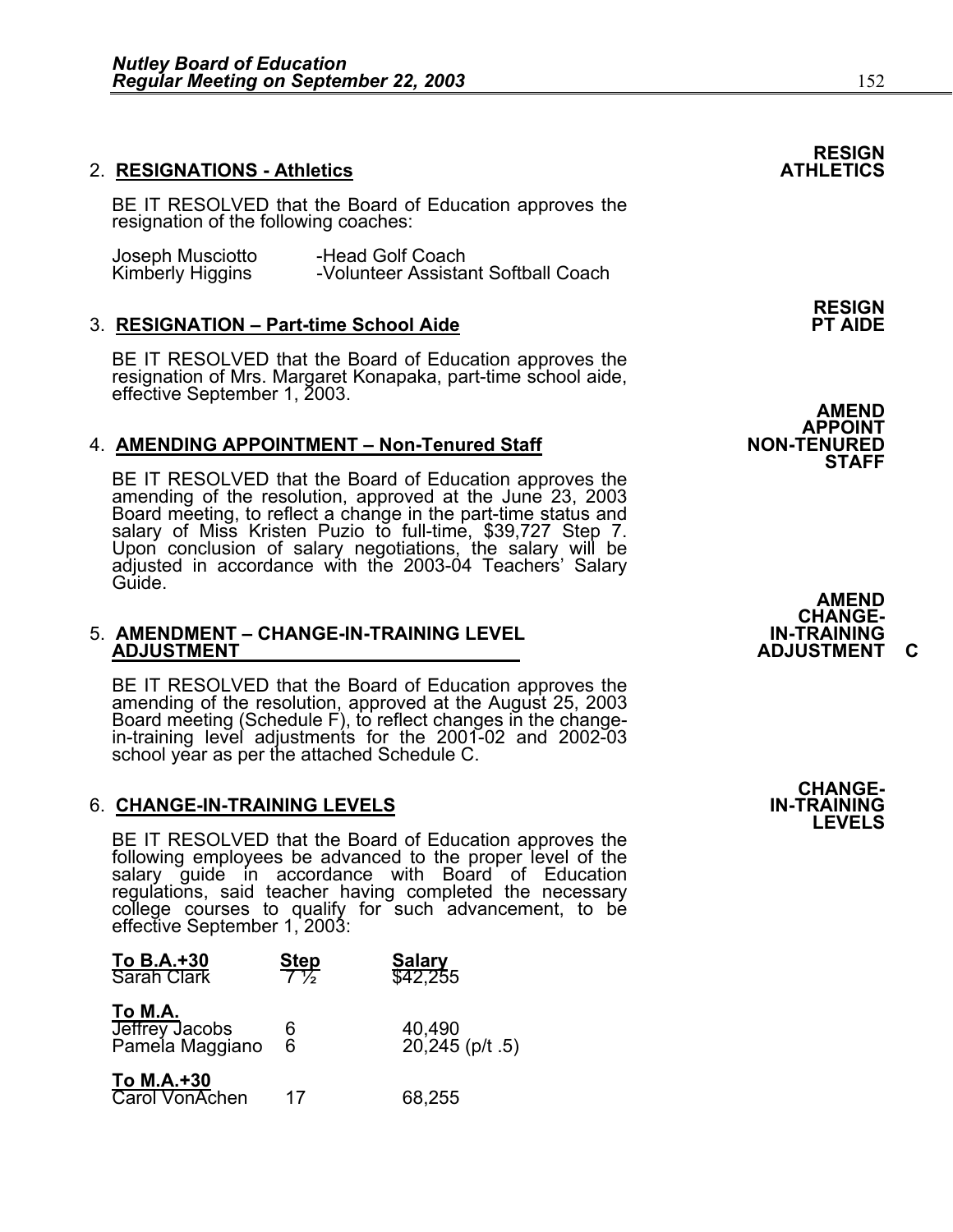**RESIGN ATHLETICS**

2. **RESIGNATIONS - Athletics**

BE IT RESOLVED that the Board of Education approves the resignation of the following coaches:

| | |
|---|---|
| Joseph Musciotto | -Head Golf Coach |
| Kimberly Higgins | -Volunteer Assistant Softball Coach |

**RESIGN PT AIDE**

3. **RESIGNATION – Part-time School Aide**

BE IT RESOLVED that the Board of Education approves the resignation of Mrs. Margaret Konapaka, part-time school aide, effective September 1, 2003.

**AMEND APPOINT NON-TENURED STAFF**

4. **AMENDING APPOINTMENT – Non-Tenured Staff**

BE IT RESOLVED that the Board of Education approves the amending of the resolution, approved at the June 23, 2003 Board meeting, to reflect a change in the part-time status and salary of Miss Kristen Puzio to full-time, $39,727 Step 7. Upon conclusion of salary negotiations, the salary will be adjusted in accordance with the 2003-04 Teachers' Salary Guide.

**AMEND CHANGE-IN-TRAINING ADJUSTMENT C**

5. **AMENDMENT – CHANGE-IN-TRAINING LEVEL ADJUSTMENT**

BE IT RESOLVED that the Board of Education approves the amending of the resolution, approved at the August 25, 2003 Board meeting (Schedule F), to reflect changes in the change-in-training level adjustments for the 2001-02 and 2002-03 school year as per the attached Schedule C.

**CHANGE-IN-TRAINING LEVELS**

6. **CHANGE-IN-TRAINING LEVELS**

BE IT RESOLVED that the Board of Education approves the following employees be advanced to the proper level of the salary guide in accordance with Board of Education regulations, said teacher having completed the necessary college courses to qualify for such advancement, to be effective September 1, 2003:

| **To B.A.+30** | **Step** | **Salary** |
|---|---|---|
| Sarah Clark | 7 ½ | $42,255 |
| **To M.A.** | | |
| Jeffrey Jacobs | 6 | 40,490 |
| Pamela Maggiano | 6 | 20,245 (p/t .5) |
| **To M.A.+30** | | |
| Carol VonAchen | 17 | 68,255 |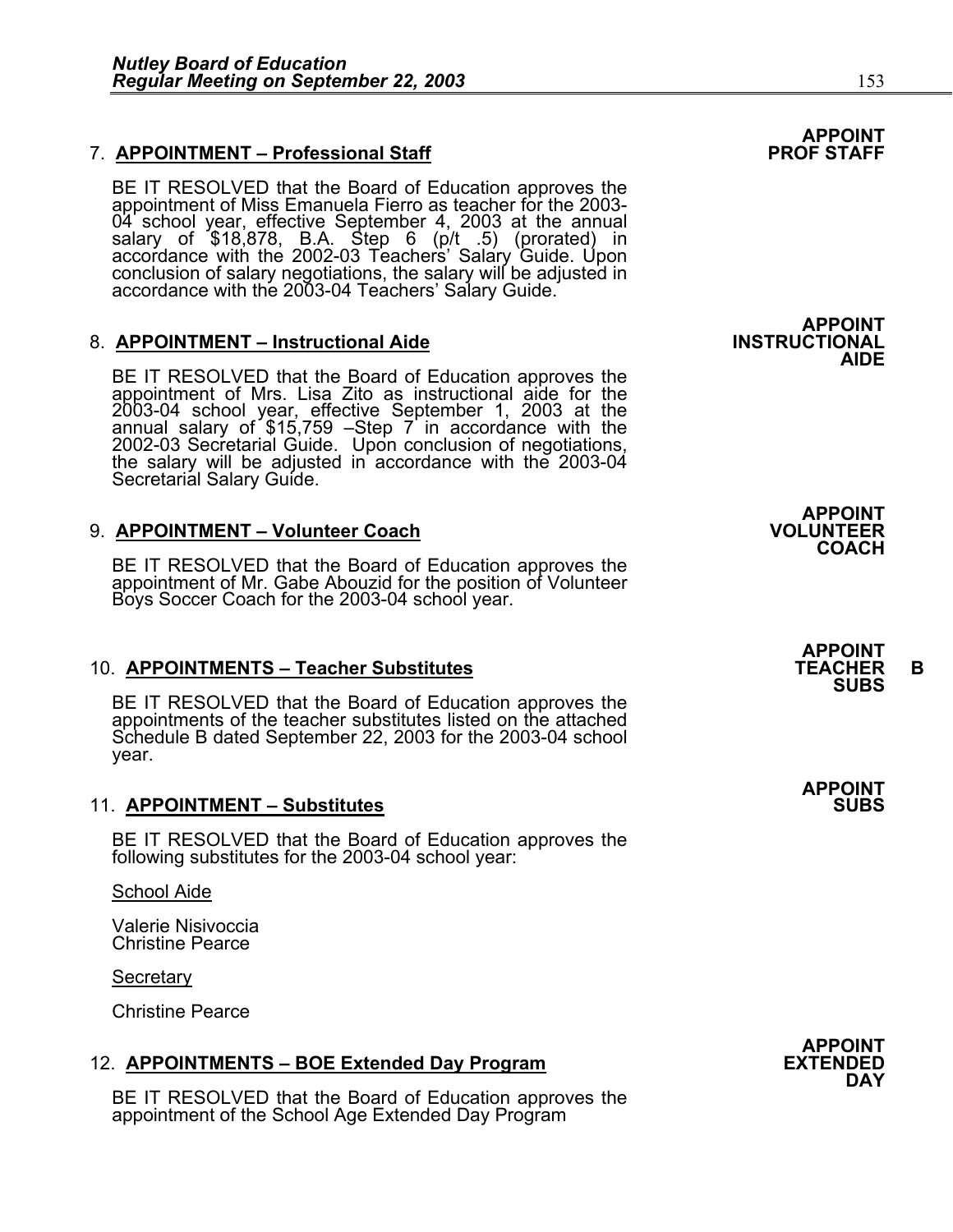7. **APPOINTMENT – Professional Staff**

**APPOINT PROF STAFF**

BE IT RESOLVED that the Board of Education approves the appointment of Miss Emanuela Fierro as teacher for the 2003-04 school year, effective September 4, 2003 at the annual salary of $18,878, B.A. Step 6 (p/t .5) (prorated) in accordance with the 2002-03 Teachers' Salary Guide. Upon conclusion of salary negotiations, the salary will be adjusted in accordance with the 2003-04 Teachers' Salary Guide.

8. **APPOINTMENT – Instructional Aide**

**APPOINT INSTRUCTIONAL AIDE**

BE IT RESOLVED that the Board of Education approves the appointment of Mrs. Lisa Zito as instructional aide for the 2003-04 school year, effective September 1, 2003 at the annual salary of $15,759 –Step 7 in accordance with the 2002-03 Secretarial Guide. Upon conclusion of negotiations, the salary will be adjusted in accordance with the 2003-04 Secretarial Salary Guide.

9. **APPOINTMENT – Volunteer Coach**

**APPOINT VOLUNTEER COACH**

BE IT RESOLVED that the Board of Education approves the appointment of Mr. Gabe Abouzid for the position of Volunteer Boys Soccer Coach for the 2003-04 school year.

10. **APPOINTMENTS – Teacher Substitutes**

**APPOINT TEACHER SUBS** **B**

BE IT RESOLVED that the Board of Education approves the appointments of the teacher substitutes listed on the attached Schedule B dated September 22, 2003 for the 2003-04 school year.

11. **APPOINTMENT – Substitutes**

**APPOINT SUBS**

BE IT RESOLVED that the Board of Education approves the following substitutes for the 2003-04 school year:

School Aide

Valerie Nisivoccia
Christine Pearce

Secretary

Christine Pearce

12. **APPOINTMENTS – BOE Extended Day Program**

**APPOINT EXTENDED DAY**

BE IT RESOLVED that the Board of Education approves the appointment of the School Age Extended Day Program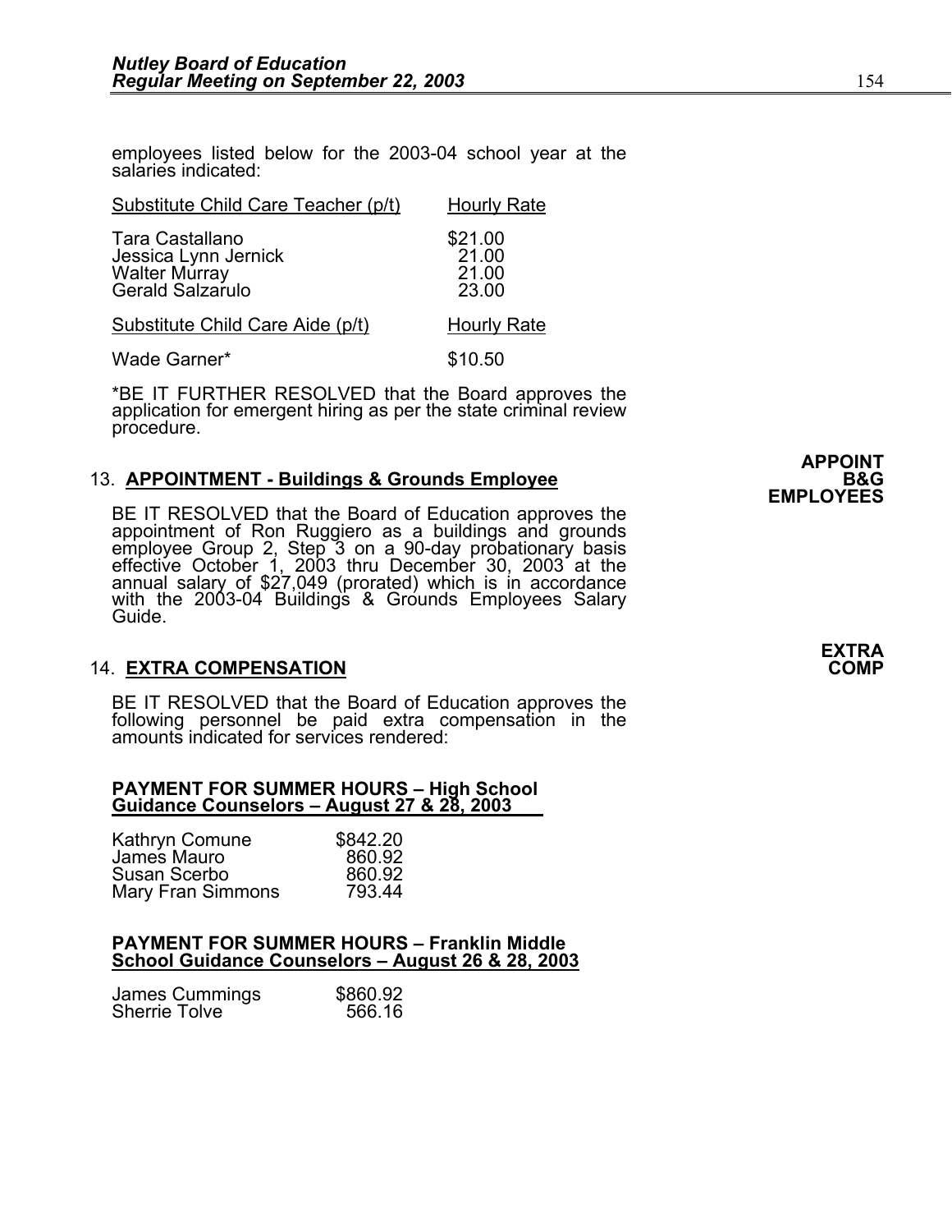employees listed below for the 2003-04 school year at the salaries indicated:

| Substitute Child Care Teacher (p/t) | Hourly Rate |
| --- | --- |
| Tara Castallano | $21.00 |
| Jessica Lynn Jernick | 21.00 |
| Walter Murray | 21.00 |
| Gerald Salzarulo | 23.00 |

| Substitute Child Care Aide (p/t) | Hourly Rate |
| --- | --- |
| Wade Garner* | $10.50 |

*BE IT FURTHER RESOLVED that the Board approves the application for emergent hiring as per the state criminal review procedure.

**APPOINT B&G EMPLOYEES**

13. **APPOINTMENT - Buildings & Grounds Employee**

BE IT RESOLVED that the Board of Education approves the appointment of Ron Ruggiero as a buildings and grounds employee Group 2, Step 3 on a 90-day probationary basis effective October 1, 2003 thru December 30, 2003 at the annual salary of $27,049 (prorated) which is in accordance with the 2003-04 Buildings & Grounds Employees Salary Guide.

**EXTRA COMP**

14. **EXTRA COMPENSATION**

BE IT RESOLVED that the Board of Education approves the following personnel be paid extra compensation in the amounts indicated for services rendered:

**PAYMENT FOR SUMMER HOURS – High School Guidance Counselors – August 27 & 28, 2003**

| | |
| --- | --- |
| Kathryn Comune | $842.20 |
| James Mauro | 860.92 |
| Susan Scerbo | 860.92 |
| Mary Fran Simmons | 793.44 |

**PAYMENT FOR SUMMER HOURS – Franklin Middle School Guidance Counselors – August 26 & 28, 2003**

| | |
| --- | --- |
| James Cummings | $860.92 |
| Sherrie Tolve | 566.16 |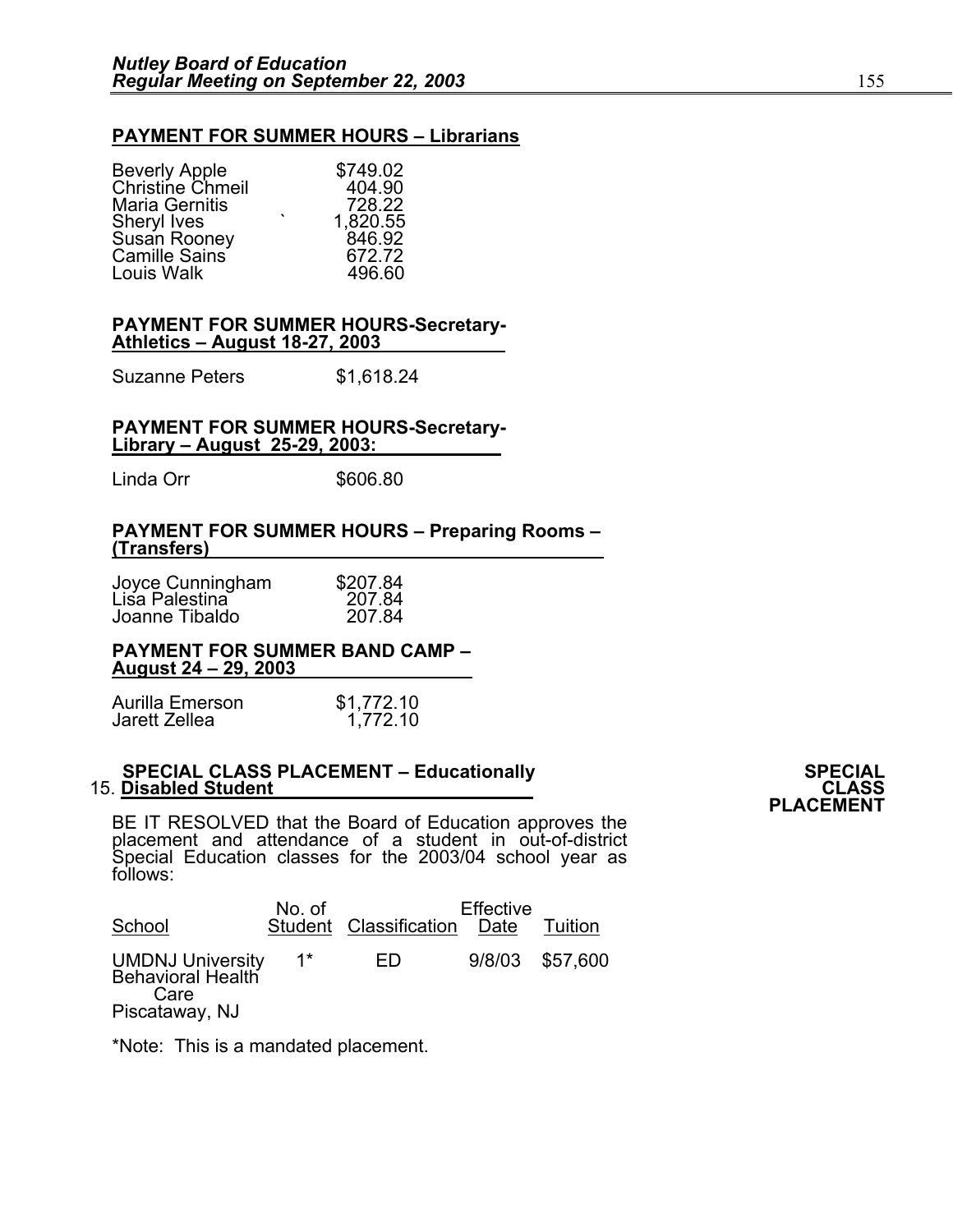**PAYMENT FOR SUMMER HOURS – Librarians**

| | |
|---|---|
| Beverly Apple | $749.02 |
| Christine Chmeil | 404.90 |
| Maria Gernitis | 728.22 |
| Sheryl Ives | 1,820.55 |
| Susan Rooney | 846.92 |
| Camille Sains | 672.72 |
| Louis Walk | 496.60 |

**PAYMENT FOR SUMMER HOURS-Secretary-Athletics – August 18-27, 2003**

| | |
|---|---|
| Suzanne Peters | $1,618.24 |

**PAYMENT FOR SUMMER HOURS-Secretary-Library – August 25-29, 2003:**

| | |
|---|---|
| Linda Orr | $606.80 |

**PAYMENT FOR SUMMER HOURS – Preparing Rooms – (Transfers)**

| | |
|---|---|
| Joyce Cunningham | $207.84 |
| Lisa Palestina | 207.84 |
| Joanne Tibaldo | 207.84 |

**PAYMENT FOR SUMMER BAND CAMP – August 24 – 29, 2003**

| | |
|---|---|
| Aurilla Emerson | $1,772.10 |
| Jarett Zellea | 1,772.10 |

15. **SPECIAL CLASS PLACEMENT – Educationally Disabled Student**

**SPECIAL CLASS PLACEMENT**

BE IT RESOLVED that the Board of Education approves the placement and attendance of a student in out-of-district Special Education classes for the 2003/04 school year as follows:

| School | No. of Student | Classification | Effective Date | Tuition |
|---|---|---|---|---|
| UMDNJ University Behavioral Health Care Piscataway, NJ | 1* | ED | 9/8/03 | $57,600 |

*Note: This is a mandated placement.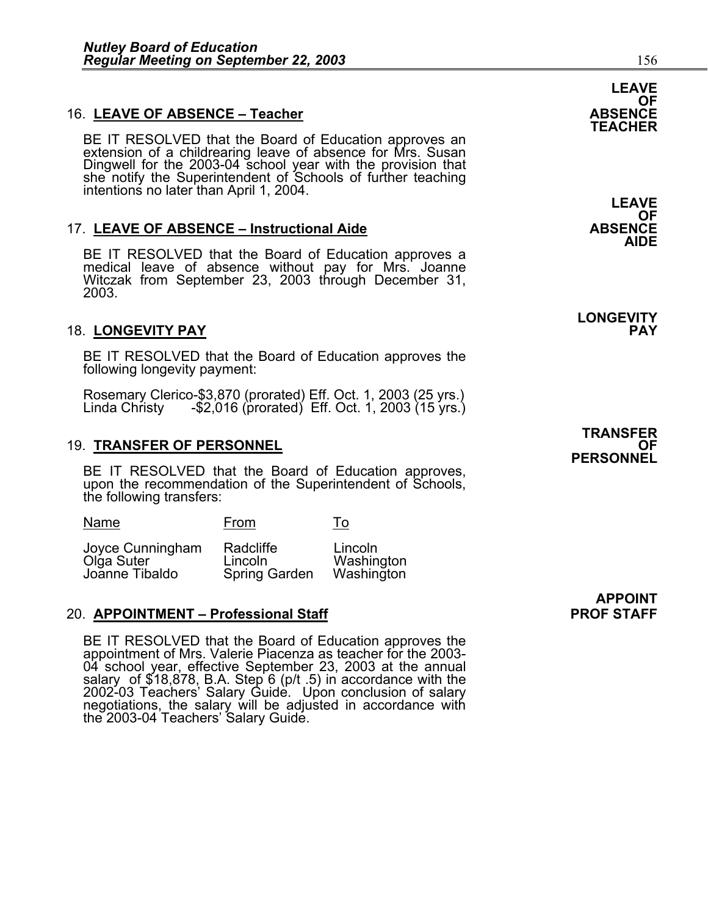16. **LEAVE OF ABSENCE – Teacher**

**LEAVE OF ABSENCE TEACHER**

BE IT RESOLVED that the Board of Education approves an extension of a childrearing leave of absence for Mrs. Susan Dingwell for the 2003-04 school year with the provision that she notify the Superintendent of Schools of further teaching intentions no later than April 1, 2004.

17. **LEAVE OF ABSENCE – Instructional Aide**

**LEAVE OF ABSENCE AIDE**

BE IT RESOLVED that the Board of Education approves a medical leave of absence without pay for Mrs. Joanne Witczak from September 23, 2003 through December 31, 2003.

18. **LONGEVITY PAY**

**LONGEVITY PAY**

BE IT RESOLVED that the Board of Education approves the following longevity payment:

Rosemary Clerico-$3,870 (prorated) Eff. Oct. 1, 2003 (25 yrs.)
Linda Christy -$2,016 (prorated) Eff. Oct. 1, 2003 (15 yrs.)

19. **TRANSFER OF PERSONNEL**

**TRANSFER OF PERSONNEL**

BE IT RESOLVED that the Board of Education approves, upon the recommendation of the Superintendent of Schools, the following transfers:

| Name | From | To |
|---|---|---|
| Joyce Cunningham | Radcliffe | Lincoln |
| Olga Suter | Lincoln | Washington |
| Joanne Tibaldo | Spring Garden | Washington |

20. **APPOINTMENT – Professional Staff**

**APPOINT PROF STAFF**

BE IT RESOLVED that the Board of Education approves the appointment of Mrs. Valerie Piacenza as teacher for the 2003-04 school year, effective September 23, 2003 at the annual salary of $18,878, B.A. Step 6 (p/t .5) in accordance with the 2002-03 Teachers' Salary Guide. Upon conclusion of salary negotiations, the salary will be adjusted in accordance with the 2003-04 Teachers' Salary Guide.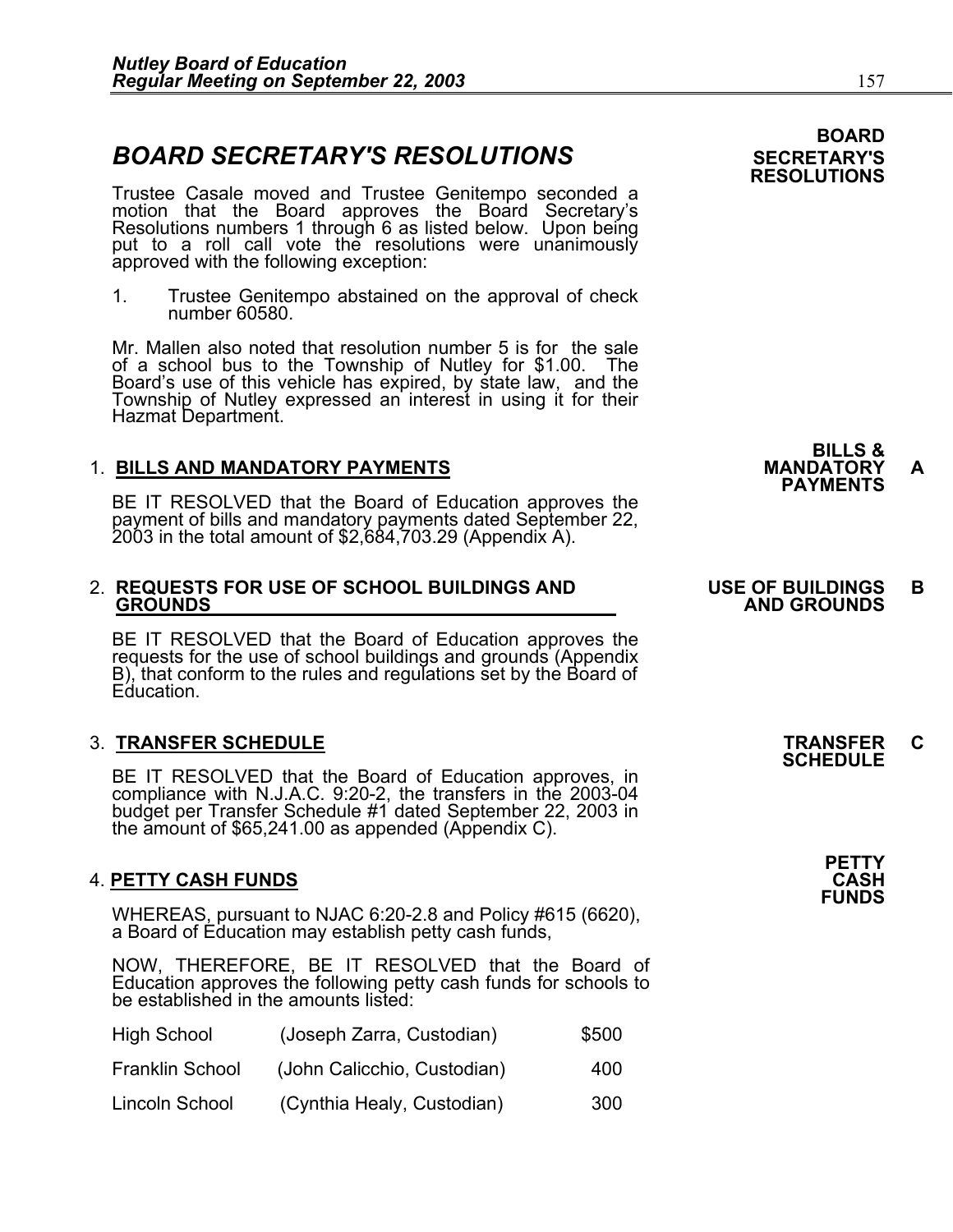## BOARD SECRETARY'S RESOLUTIONS

**BOARD SECRETARY'S RESOLUTIONS**

Trustee Casale moved and Trustee Genitempo seconded a motion that the Board approves the Board Secretary's Resolutions numbers 1 through 6 as listed below. Upon being put to a roll call vote the resolutions were unanimously approved with the following exception:

1. Trustee Genitempo abstained on the approval of check number 60580.

Mr. Mallen also noted that resolution number 5 is for the sale of a school bus to the Township of Nutley for $1.00. The Board's use of this vehicle has expired, by state law, and the Township of Nutley expressed an interest in using it for their Hazmat Department.

### 1. BILLS AND MANDATORY PAYMENTS

**BILLS & MANDATORY PAYMENTS** **A**

BE IT RESOLVED that the Board of Education approves the payment of bills and mandatory payments dated September 22, 2003 in the total amount of $2,684,703.29 (Appendix A).

### 2. REQUESTS FOR USE OF SCHOOL BUILDINGS AND GROUNDS

**USE OF BUILDINGS AND GROUNDS** **B**

BE IT RESOLVED that the Board of Education approves the requests for the use of school buildings and grounds (Appendix B), that conform to the rules and regulations set by the Board of Education.

### 3. TRANSFER SCHEDULE

**TRANSFER SCHEDULE** **C**

BE IT RESOLVED that the Board of Education approves, in compliance with N.J.A.C. 9:20-2, the transfers in the 2003-04 budget per Transfer Schedule #1 dated September 22, 2003 in the amount of $65,241.00 as appended (Appendix C).

### 4. PETTY CASH FUNDS

**PETTY CASH FUNDS**

WHEREAS, pursuant to NJAC 6:20-2.8 and Policy #615 (6620), a Board of Education may establish petty cash funds,

NOW, THEREFORE, BE IT RESOLVED that the Board of Education approves the following petty cash funds for schools to be established in the amounts listed:

| School | Custodian | Amount |
|---|---|---|
| High School | (Joseph Zarra, Custodian) | $500 |
| Franklin School | (John Calicchio, Custodian) | 400 |
| Lincoln School | (Cynthia Healy, Custodian) | 300 |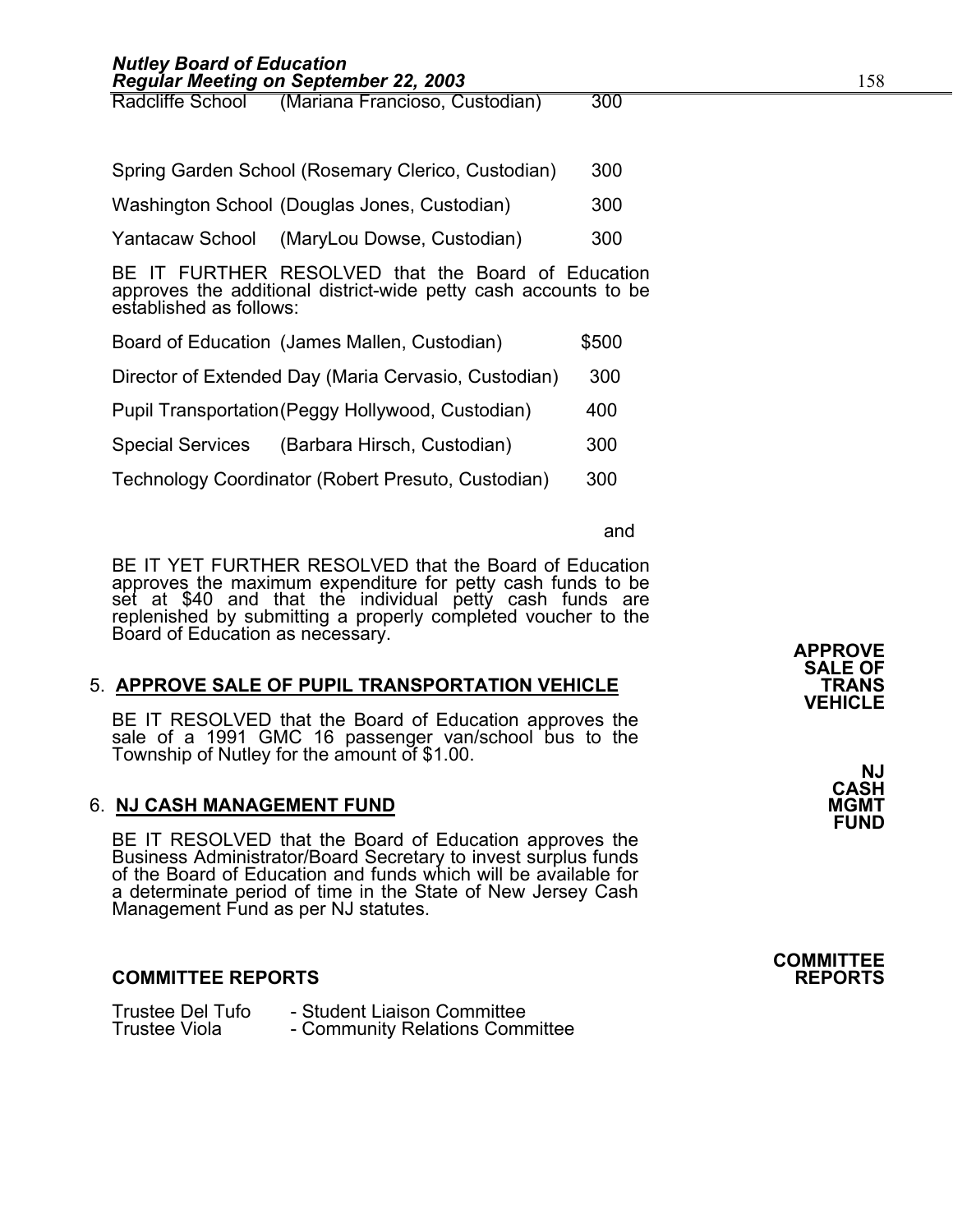| | | |
|---|---|---|
| Radcliffe School | (Mariana Francioso, Custodian) | 300 |
| Spring Garden School | (Rosemary Clerico, Custodian) | 300 |
| Washington School | (Douglas Jones, Custodian) | 300 |
| Yantacaw School | (MaryLou Dowse, Custodian) | 300 |

BE IT FURTHER RESOLVED that the Board of Education approves the additional district-wide petty cash accounts to be established as follows:

| | | |
|---|---|---|
| Board of Education | (James Mallen, Custodian) | $500 |
| Director of Extended Day | (Maria Cervasio, Custodian) | 300 |
| Pupil Transportation | (Peggy Hollywood, Custodian) | 400 |
| Special Services | (Barbara Hirsch, Custodian) | 300 |
| Technology Coordinator | (Robert Presuto, Custodian) | 300 |

and

BE IT YET FURTHER RESOLVED that the Board of Education approves the maximum expenditure for petty cash funds to be set at $40 and that the individual petty cash funds are replenished by submitting a properly completed voucher to the Board of Education as necessary.

**APPROVE SALE OF TRANS VEHICLE**

5. **APPROVE SALE OF PUPIL TRANSPORTATION VEHICLE**

BE IT RESOLVED that the Board of Education approves the sale of a 1991 GMC 16 passenger van/school bus to the Township of Nutley for the amount of $1.00.

**NJ CASH MGMT FUND**

6. **NJ CASH MANAGEMENT FUND**

BE IT RESOLVED that the Board of Education approves the Business Administrator/Board Secretary to invest surplus funds of the Board of Education and funds which will be available for a determinate period of time in the State of New Jersey Cash Management Fund as per NJ statutes.

**COMMITTEE REPORTS**

**COMMITTEE REPORTS**

Trustee Del Tufo - Student Liaison Committee
Trustee Viola - Community Relations Committee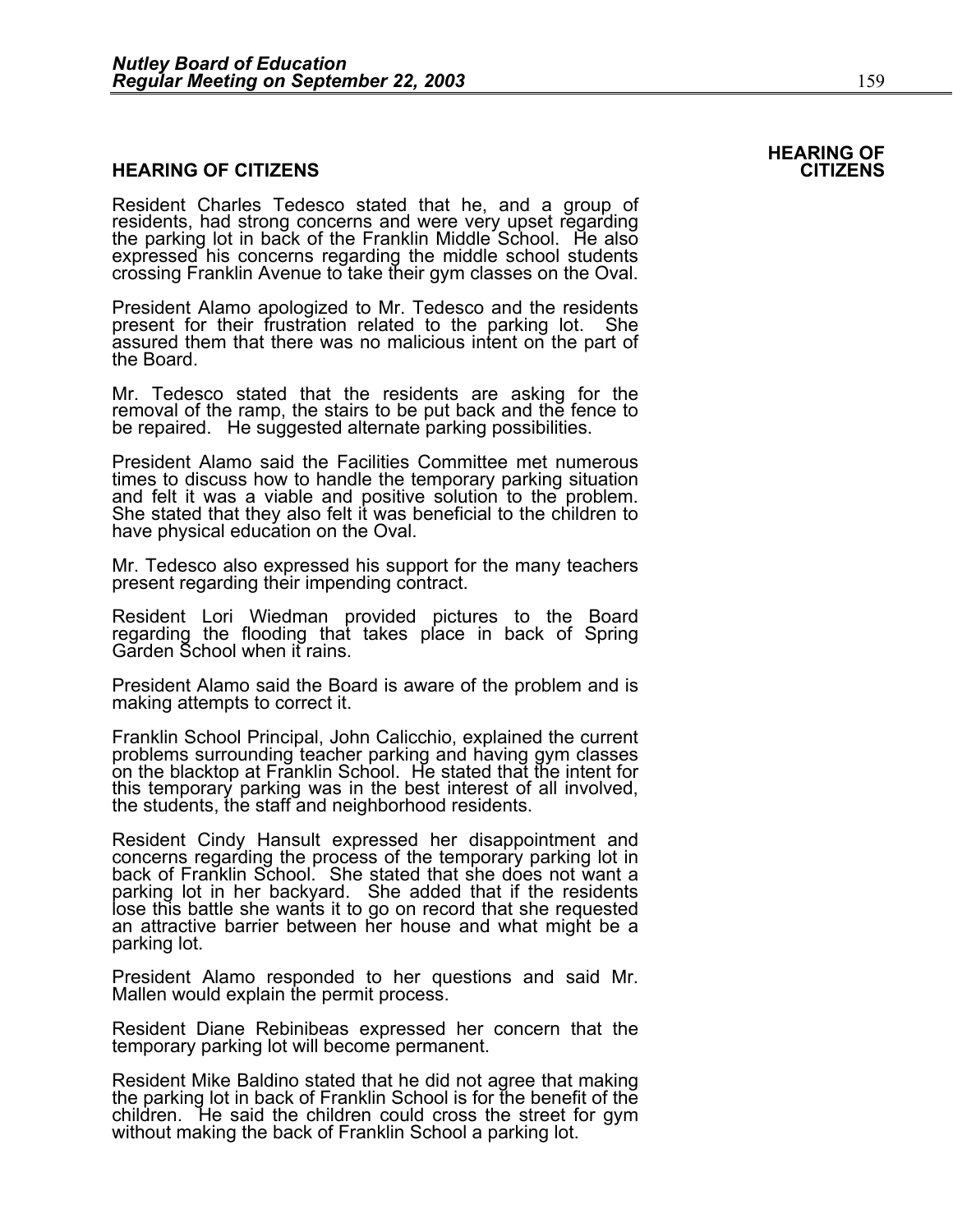## HEARING OF CITIZENS

Resident Charles Tedesco stated that he, and a group of residents, had strong concerns and were very upset regarding the parking lot in back of the Franklin Middle School. He also expressed his concerns regarding the middle school students crossing Franklin Avenue to take their gym classes on the Oval.

President Alamo apologized to Mr. Tedesco and the residents present for their frustration related to the parking lot. She assured them that there was no malicious intent on the part of the Board.

Mr. Tedesco stated that the residents are asking for the removal of the ramp, the stairs to be put back and the fence to be repaired. He suggested alternate parking possibilities.

President Alamo said the Facilities Committee met numerous times to discuss how to handle the temporary parking situation and felt it was a viable and positive solution to the problem. She stated that they also felt it was beneficial to the children to have physical education on the Oval.

Mr. Tedesco also expressed his support for the many teachers present regarding their impending contract.

Resident Lori Wiedman provided pictures to the Board regarding the flooding that takes place in back of Spring Garden School when it rains.

President Alamo said the Board is aware of the problem and is making attempts to correct it.

Franklin School Principal, John Calicchio, explained the current problems surrounding teacher parking and having gym classes on the blacktop at Franklin School. He stated that the intent for this temporary parking was in the best interest of all involved, the students, the staff and neighborhood residents.

Resident Cindy Hansult expressed her disappointment and concerns regarding the process of the temporary parking lot in back of Franklin School. She stated that she does not want a parking lot in her backyard. She added that if the residents lose this battle she wants it to go on record that she requested an attractive barrier between her house and what might be a parking lot.

President Alamo responded to her questions and said Mr. Mallen would explain the permit process.

Resident Diane Rebinibeas expressed her concern that the temporary parking lot will become permanent.

Resident Mike Baldino stated that he did not agree that making the parking lot in back of Franklin School is for the benefit of the children. He said the children could cross the street for gym without making the back of Franklin School a parking lot.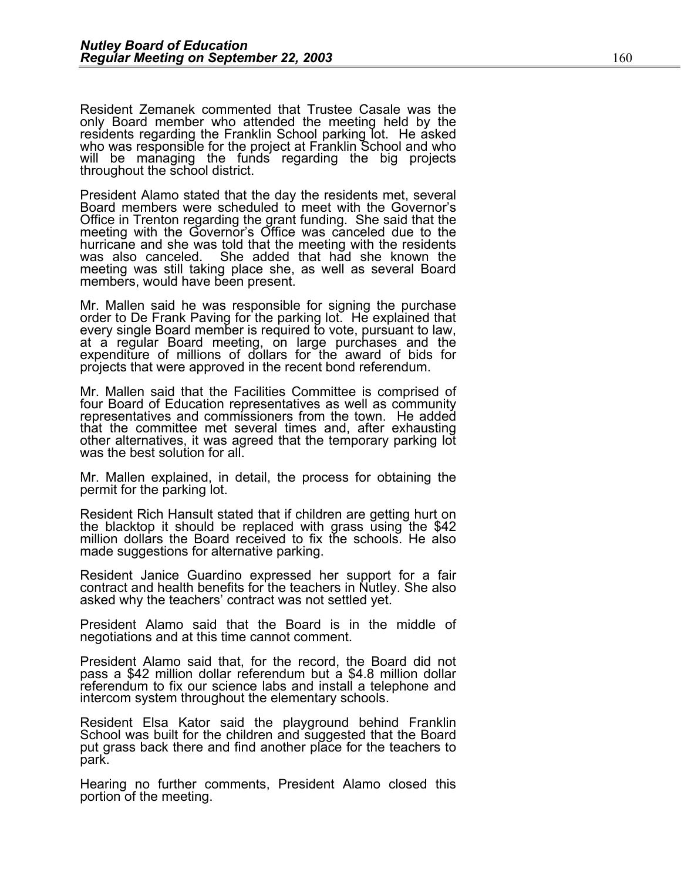Resident Zemanek commented that Trustee Casale was the only Board member who attended the meeting held by the residents regarding the Franklin School parking lot. He asked who was responsible for the project at Franklin School and who will be managing the funds regarding the big projects throughout the school district.

President Alamo stated that the day the residents met, several Board members were scheduled to meet with the Governor's Office in Trenton regarding the grant funding. She said that the meeting with the Governor's Office was canceled due to the hurricane and she was told that the meeting with the residents was also canceled. She added that had she known the meeting was still taking place she, as well as several Board members, would have been present.

Mr. Mallen said he was responsible for signing the purchase order to De Frank Paving for the parking lot. He explained that every single Board member is required to vote, pursuant to law, at a regular Board meeting, on large purchases and the expenditure of millions of dollars for the award of bids for projects that were approved in the recent bond referendum.

Mr. Mallen said that the Facilities Committee is comprised of four Board of Education representatives as well as community representatives and commissioners from the town. He added that the committee met several times and, after exhausting other alternatives, it was agreed that the temporary parking lot was the best solution for all.

Mr. Mallen explained, in detail, the process for obtaining the permit for the parking lot.

Resident Rich Hansult stated that if children are getting hurt on the blacktop it should be replaced with grass using the $42 million dollars the Board received to fix the schools. He also made suggestions for alternative parking.

Resident Janice Guardino expressed her support for a fair contract and health benefits for the teachers in Nutley. She also asked why the teachers' contract was not settled yet.

President Alamo said that the Board is in the middle of negotiations and at this time cannot comment.

President Alamo said that, for the record, the Board did not pass a $42 million dollar referendum but a $4.8 million dollar referendum to fix our science labs and install a telephone and intercom system throughout the elementary schools.

Resident Elsa Kator said the playground behind Franklin School was built for the children and suggested that the Board put grass back there and find another place for the teachers to park.

Hearing no further comments, President Alamo closed this portion of the meeting.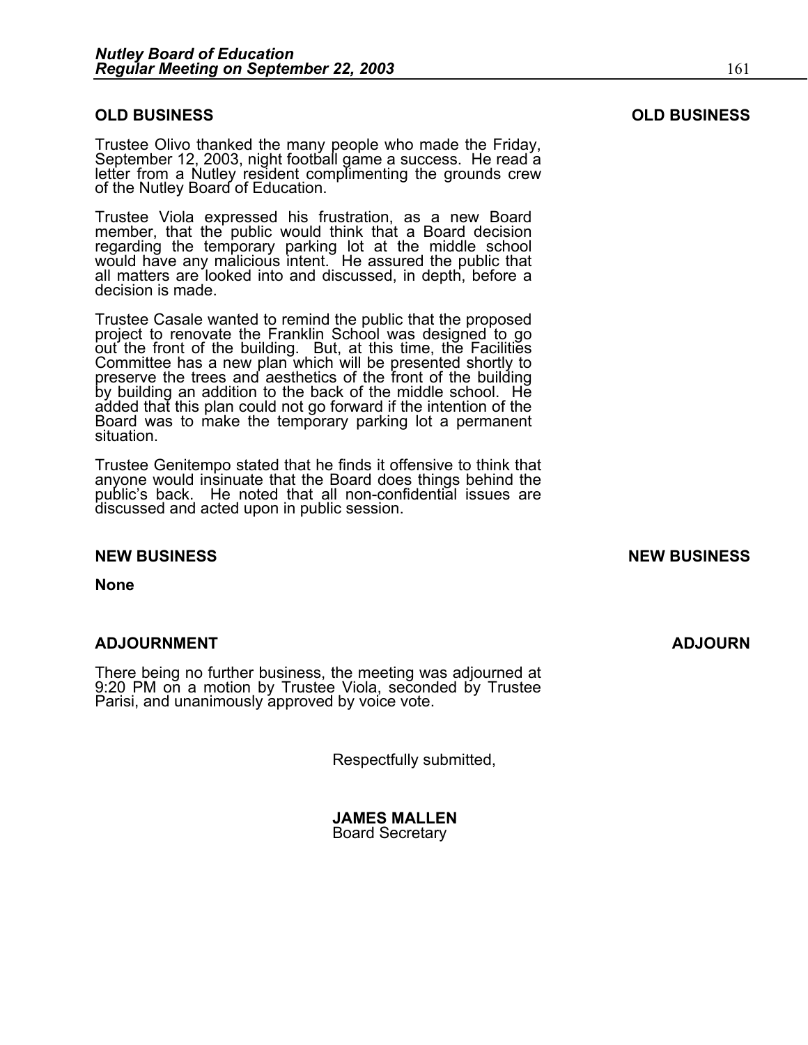## OLD BUSINESS

OLD BUSINESS

Trustee Olivo thanked the many people who made the Friday, September 12, 2003, night football game a success. He read a letter from a Nutley resident complimenting the grounds crew of the Nutley Board of Education.

Trustee Viola expressed his frustration, as a new Board member, that the public would think that a Board decision regarding the temporary parking lot at the middle school would have any malicious intent. He assured the public that all matters are looked into and discussed, in depth, before a decision is made.

Trustee Casale wanted to remind the public that the proposed project to renovate the Franklin School was designed to go out the front of the building. But, at this time, the Facilities Committee has a new plan which will be presented shortly to preserve the trees and aesthetics of the front of the building by building an addition to the back of the middle school. He added that this plan could not go forward if the intention of the Board was to make the temporary parking lot a permanent situation.

Trustee Genitempo stated that he finds it offensive to think that anyone would insinuate that the Board does things behind the public's back. He noted that all non-confidential issues are discussed and acted upon in public session.

## NEW BUSINESS

NEW BUSINESS

**None**

## ADJOURNMENT

ADJOURN

There being no further business, the meeting was adjourned at 9:20 PM on a motion by Trustee Viola, seconded by Trustee Parisi, and unanimously approved by voice vote.

Respectfully submitted,

**JAMES MALLEN**
Board Secretary